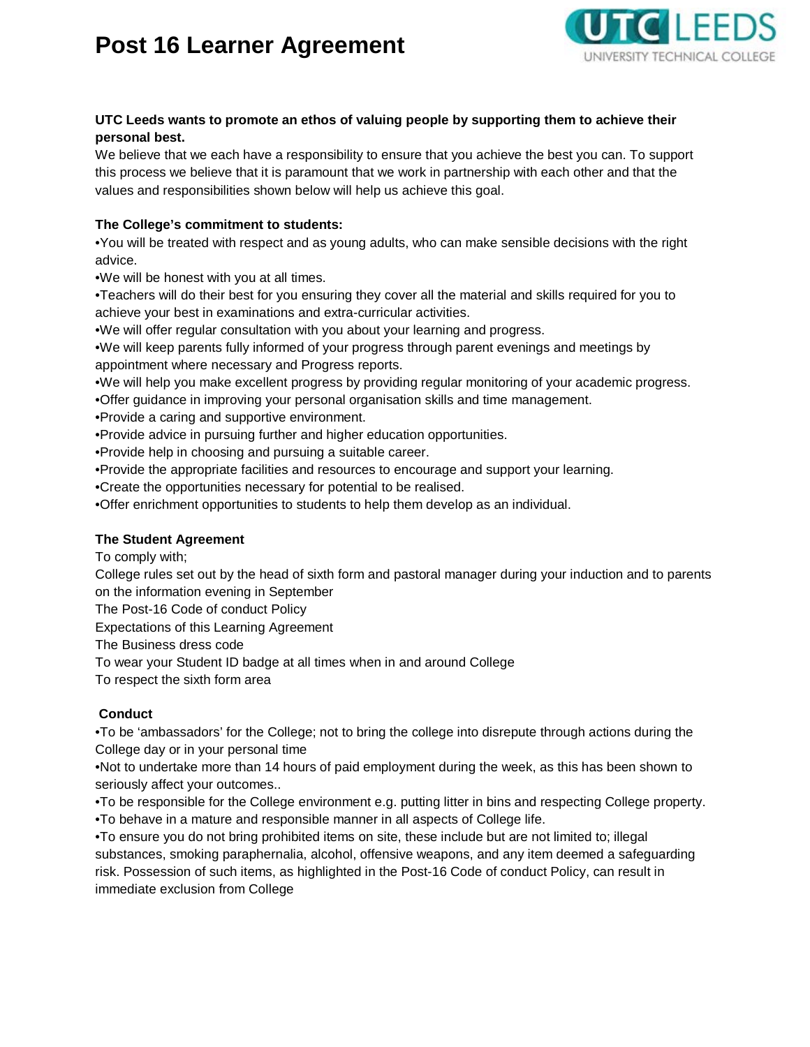# Post 16 Learner Agreement

**UTC Leeds wants to promote an ethos of valuing people by supporting them to achieve their personal best.**

We believe that we each have a responsibility to ensure that you achieve the best you can. To support this process we believe that it is paramount that we work in partnership with each other and that the values and responsibilities shown below will help us achieve this goal.

**The College's commitment to students:**

- You will be treated with respect and as young adults, who can make sensible decisions with the right advice.
- We will be honest with you at all times.
- Teachers will do their best for you ensuring they cover all the material and skills required for you to achieve your best in examinations and extra-curricular activities.
- We will offer regular consultation with you about your learning and progress.
- We will keep parents fully informed of your progress through parent evenings and meetings by appointment where necessary and Progress reports.
- We will help you make excellent progress by providing regular monitoring of your academic progress.
- Offer guidance in improving your personal organisation skills and time management.
- Provide a caring and supportive environment.
- Provide advice in pursuing further and higher education opportunities.
- Provide help in choosing and pursuing a suitable career.
- Provide the appropriate facilities and resources to encourage and support your learning.
- Create the opportunities necessary for potential to be realised.
- Offer enrichment opportunities to students to help them develop as an individual.

**The Student Agreement**

To comply with;

College rules set out by the head of sixth form and pastoral manager during your induction and to parents on the information evening in September

The Post-16 Code of conduct Policy

Expectations of this Learning Agreement

The Business dress code

To wear your Student ID badge at all times when in and around College

To respect the sixth form area

**Conduct**

- To be 'ambassadors' for the College; not to bring the college into disrepute through actions during the College day or in your personal time
- Not to undertake more than 14 hours of paid employment during the week, as this has been shown to seriously affect your outcomes..
- To be responsible for the College environment e.g. putting litter in bins and respecting College property.
- To behave in a mature and responsible manner in all aspects of College life.
- To ensure you do not bring prohibited items on site, these include but are not limited to; illegal substances, smoking paraphernalia, alcohol, offensive weapons, and any item deemed a safeguarding risk. Possession of such items, as highlighted in the Post-16 Code of conduct Policy, can result in immediate exclusion from College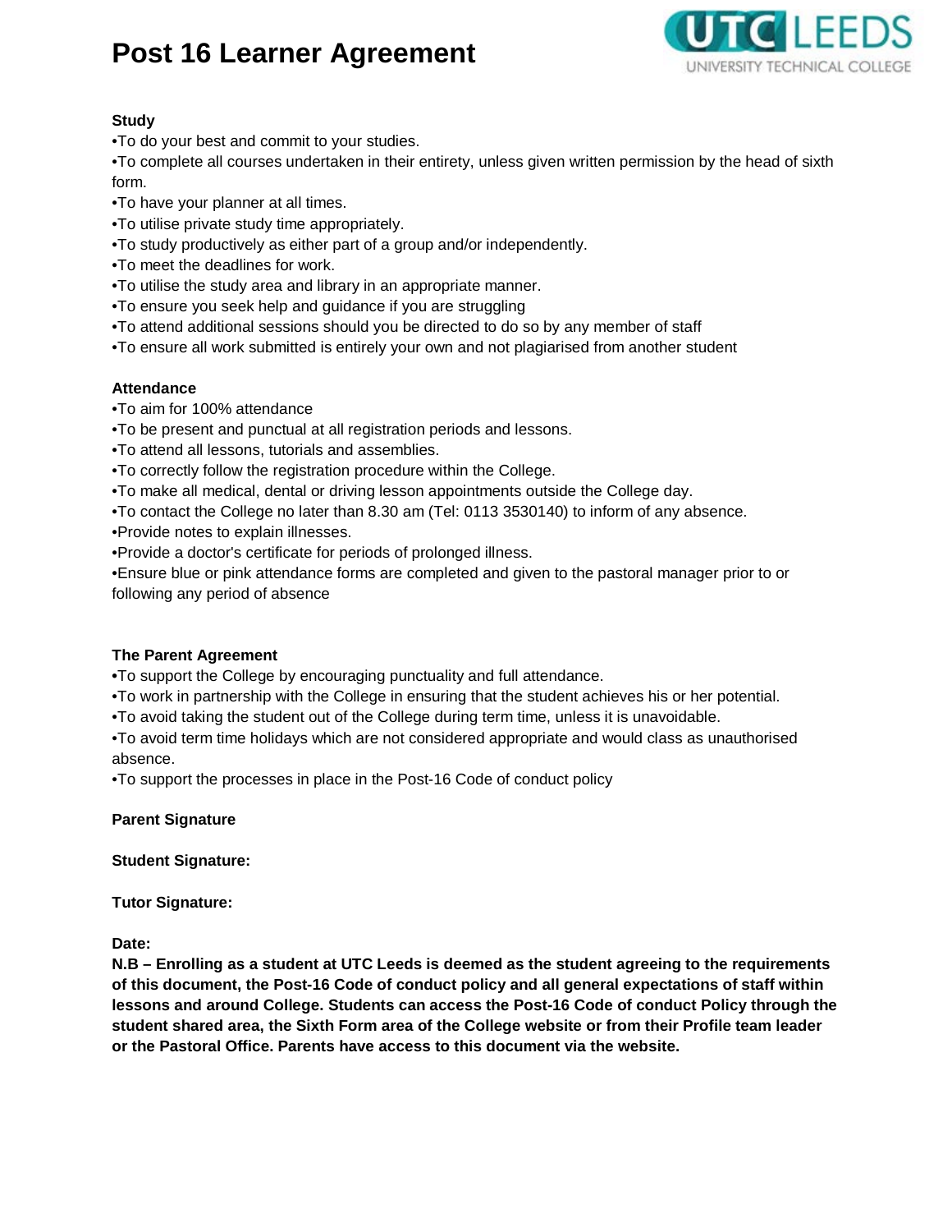# Post 16 Learner Agreement

**Study**

•To do your best and commit to your studies.
•To complete all courses undertaken in their entirety, unless given written permission by the head of sixth form.
•To have your planner at all times.
•To utilise private study time appropriately.
•To study productively as either part of a group and/or independently.
•To meet the deadlines for work.
•To utilise the study area and library in an appropriate manner.
•To ensure you seek help and guidance if you are struggling
•To attend additional sessions should you be directed to do so by any member of staff
•To ensure all work submitted is entirely your own and not plagiarised from another student

**Attendance**

•To aim for 100% attendance
•To be present and punctual at all registration periods and lessons.
•To attend all lessons, tutorials and assemblies.
•To correctly follow the registration procedure within the College.
•To make all medical, dental or driving lesson appointments outside the College day.
•To contact the College no later than 8.30 am (Tel: 0113 3530140) to inform of any absence.
•Provide notes to explain illnesses.
•Provide a doctor's certificate for periods of prolonged illness.
•Ensure blue or pink attendance forms are completed and given to the pastoral manager prior to or following any period of absence

**The Parent Agreement**

•To support the College by encouraging punctuality and full attendance.
•To work in partnership with the College in ensuring that the student achieves his or her potential.
•To avoid taking the student out of the College during term time, unless it is unavoidable.
•To avoid term time holidays which are not considered appropriate and would class as unauthorised absence.
•To support the processes in place in the Post-16 Code of conduct policy

**Parent Signature**

**Student Signature:**

**Tutor Signature:**

**Date:**

**N.B – Enrolling as a student at UTC Leeds is deemed as the student agreeing to the requirements of this document, the Post-16 Code of conduct policy and all general expectations of staff within lessons and around College. Students can access the Post-16 Code of conduct Policy through the student shared area, the Sixth Form area of the College website or from their Profile team leader or the Pastoral Office. Parents have access to this document via the website.**